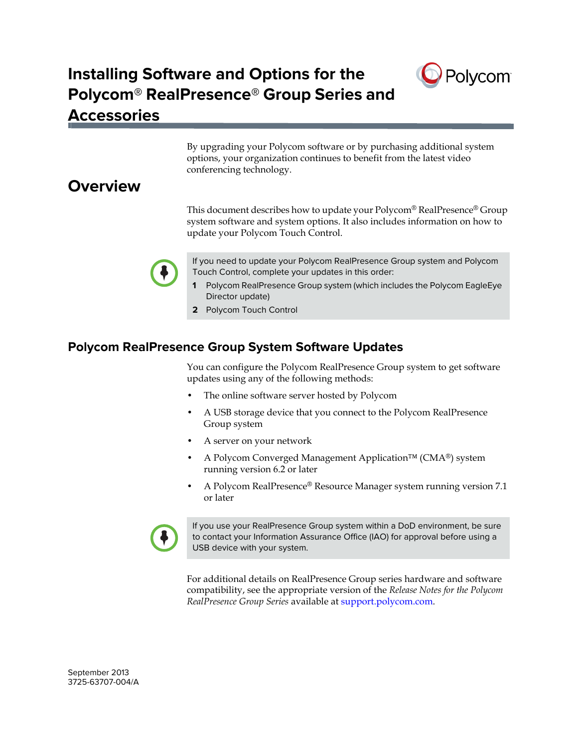# Installing Software and Options for the Polycom® RealPresence® Group Series and Accessories

By upgrading your Polycom software or by purchasing additional system options, your organization continues to benefit from the latest video conferencing technology.

## Overview

This document describes how to update your Polycom® RealPresence® Group system software and system options. It also includes information on how to update your Polycom Touch Control.

> If you need to update your Polycom RealPresence Group system and Polycom Touch Control, complete your updates in this order:
>
> 1. Polycom RealPresence Group system (which includes the Polycom EagleEye Director update)
> 2. Polycom Touch Control

### Polycom RealPresence Group System Software Updates

You can configure the Polycom RealPresence Group system to get software updates using any of the following methods:

- The online software server hosted by Polycom
- A USB storage device that you connect to the Polycom RealPresence Group system
- A server on your network
- A Polycom Converged Management Application™ (CMA®) system running version 6.2 or later
- A Polycom RealPresence® Resource Manager system running version 7.1 or later

> If you use your RealPresence Group system within a DoD environment, be sure to contact your Information Assurance Office (IAO) for approval before using a USB device with your system.

For additional details on RealPresence Group series hardware and software compatibility, see the appropriate version of the *Release Notes for the Polycom RealPresence Group Series* available at support.polycom.com.

September 2013
3725-63707-004/A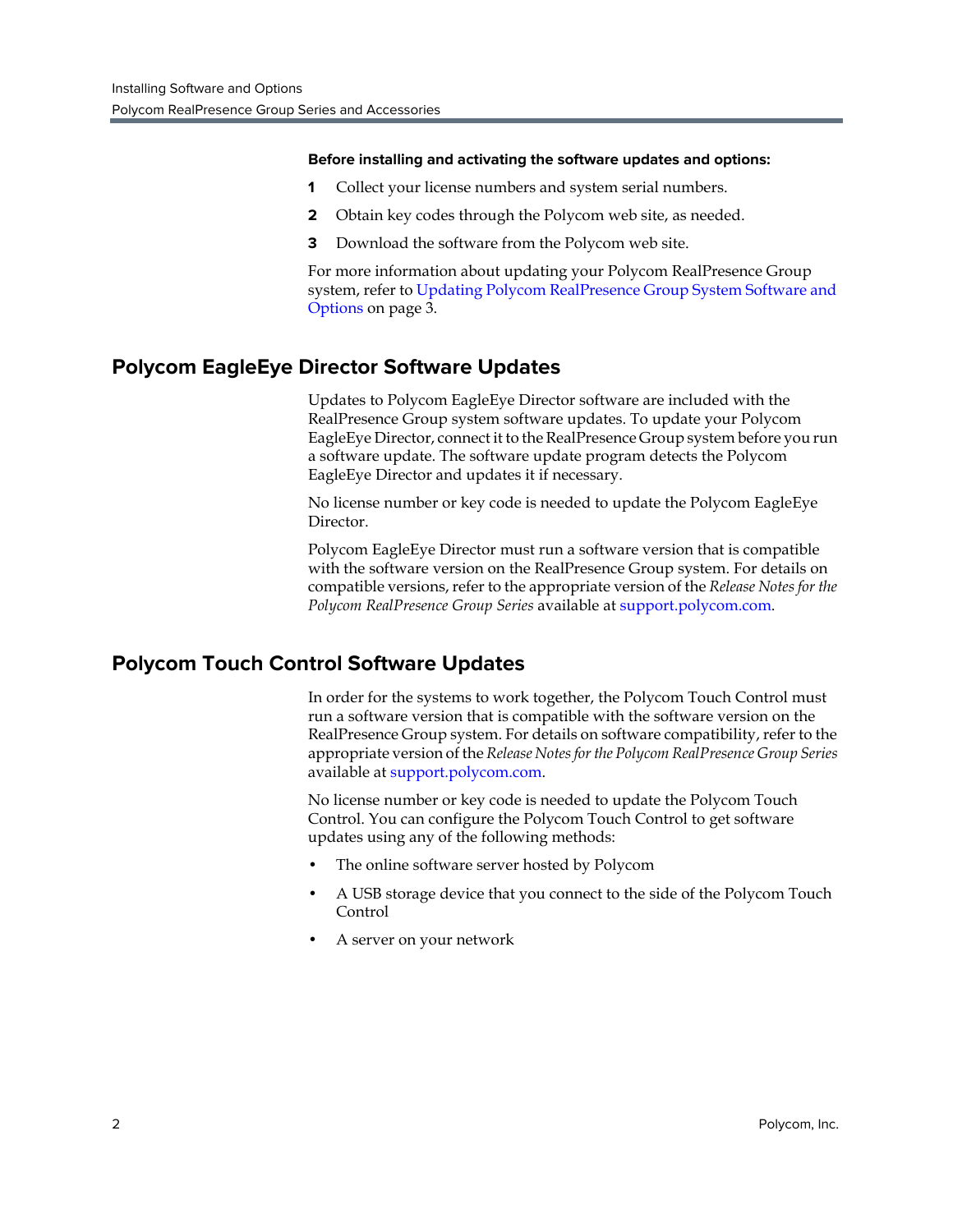**Before installing and activating the software updates and options:**

1. Collect your license numbers and system serial numbers.
2. Obtain key codes through the Polycom web site, as needed.
3. Download the software from the Polycom web site.

For more information about updating your Polycom RealPresence Group system, refer to Updating Polycom RealPresence Group System Software and Options on page 3.

## Polycom EagleEye Director Software Updates

Updates to Polycom EagleEye Director software are included with the RealPresence Group system software updates. To update your Polycom EagleEye Director, connect it to the RealPresence Group system before you run a software update. The software update program detects the Polycom EagleEye Director and updates it if necessary.

No license number or key code is needed to update the Polycom EagleEye Director.

Polycom EagleEye Director must run a software version that is compatible with the software version on the RealPresence Group system. For details on compatible versions, refer to the appropriate version of the *Release Notes for the Polycom RealPresence Group Series* available at support.polycom.com.

## Polycom Touch Control Software Updates

In order for the systems to work together, the Polycom Touch Control must run a software version that is compatible with the software version on the RealPresence Group system. For details on software compatibility, refer to the appropriate version of the *Release Notes for the Polycom RealPresence Group Series* available at support.polycom.com.

No license number or key code is needed to update the Polycom Touch Control. You can configure the Polycom Touch Control to get software updates using any of the following methods:

- The online software server hosted by Polycom
- A USB storage device that you connect to the side of the Polycom Touch Control
- A server on your network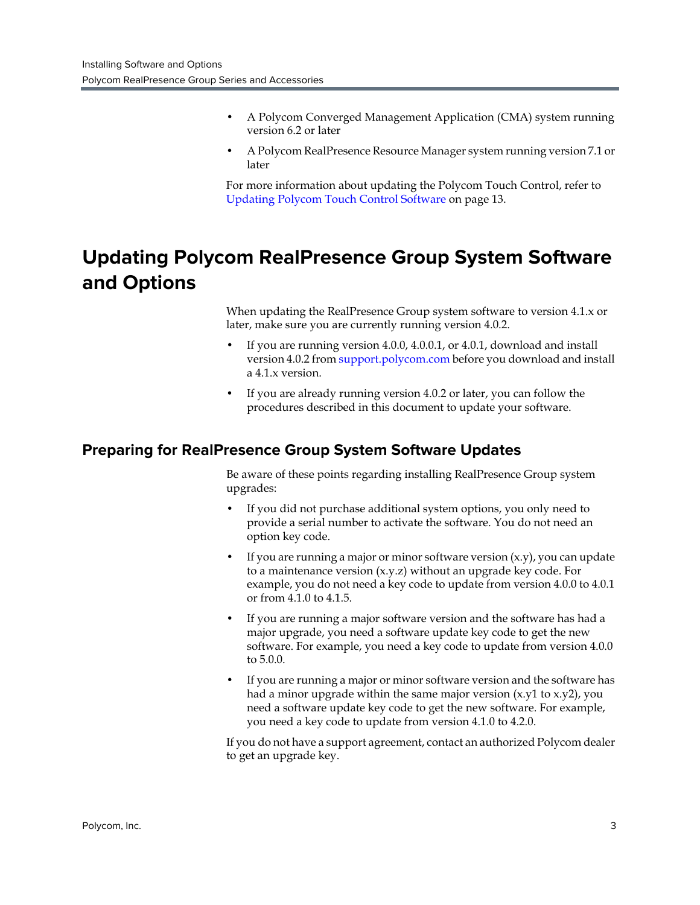- A Polycom Converged Management Application (CMA) system running version 6.2 or later
- A Polycom RealPresence Resource Manager system running version 7.1 or later

For more information about updating the Polycom Touch Control, refer to Updating Polycom Touch Control Software on page 13.

# Updating Polycom RealPresence Group System Software and Options

When updating the RealPresence Group system software to version 4.1.x or later, make sure you are currently running version 4.0.2.

- If you are running version 4.0.0, 4.0.0.1, or 4.0.1, download and install version 4.0.2 from support.polycom.com before you download and install a 4.1.x version.
- If you are already running version 4.0.2 or later, you can follow the procedures described in this document to update your software.

## Preparing for RealPresence Group System Software Updates

Be aware of these points regarding installing RealPresence Group system upgrades:

- If you did not purchase additional system options, you only need to provide a serial number to activate the software. You do not need an option key code.
- If you are running a major or minor software version (x.y), you can update to a maintenance version (x.y.z) without an upgrade key code. For example, you do not need a key code to update from version 4.0.0 to 4.0.1 or from 4.1.0 to 4.1.5.
- If you are running a major software version and the software has had a major upgrade, you need a software update key code to get the new software. For example, you need a key code to update from version 4.0.0 to 5.0.0.
- If you are running a major or minor software version and the software has had a minor upgrade within the same major version (x.y1 to x.y2), you need a software update key code to get the new software. For example, you need a key code to update from version 4.1.0 to 4.2.0.

If you do not have a support agreement, contact an authorized Polycom dealer to get an upgrade key.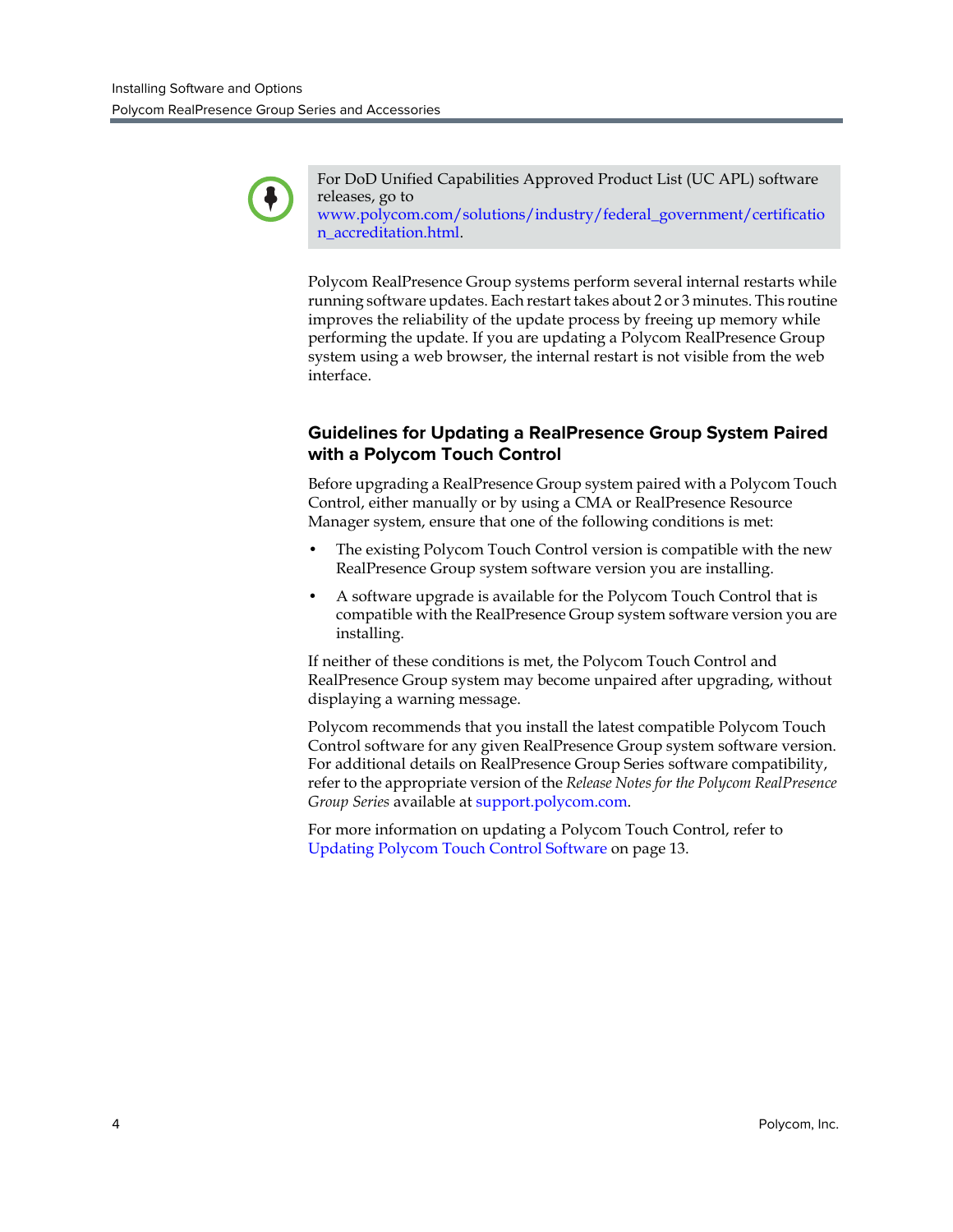> For DoD Unified Capabilities Approved Product List (UC APL) software releases, go to www.polycom.com/solutions/industry/federal_government/certification_accreditation.html.

Polycom RealPresence Group systems perform several internal restarts while running software updates. Each restart takes about 2 or 3 minutes. This routine improves the reliability of the update process by freeing up memory while performing the update. If you are updating a Polycom RealPresence Group system using a web browser, the internal restart is not visible from the web interface.

### Guidelines for Updating a RealPresence Group System Paired with a Polycom Touch Control

Before upgrading a RealPresence Group system paired with a Polycom Touch Control, either manually or by using a CMA or RealPresence Resource Manager system, ensure that one of the following conditions is met:

- The existing Polycom Touch Control version is compatible with the new RealPresence Group system software version you are installing.
- A software upgrade is available for the Polycom Touch Control that is compatible with the RealPresence Group system software version you are installing.

If neither of these conditions is met, the Polycom Touch Control and RealPresence Group system may become unpaired after upgrading, without displaying a warning message.

Polycom recommends that you install the latest compatible Polycom Touch Control software for any given RealPresence Group system software version. For additional details on RealPresence Group Series software compatibility, refer to the appropriate version of the *Release Notes for the Polycom RealPresence Group Series* available at support.polycom.com.

For more information on updating a Polycom Touch Control, refer to Updating Polycom Touch Control Software on page 13.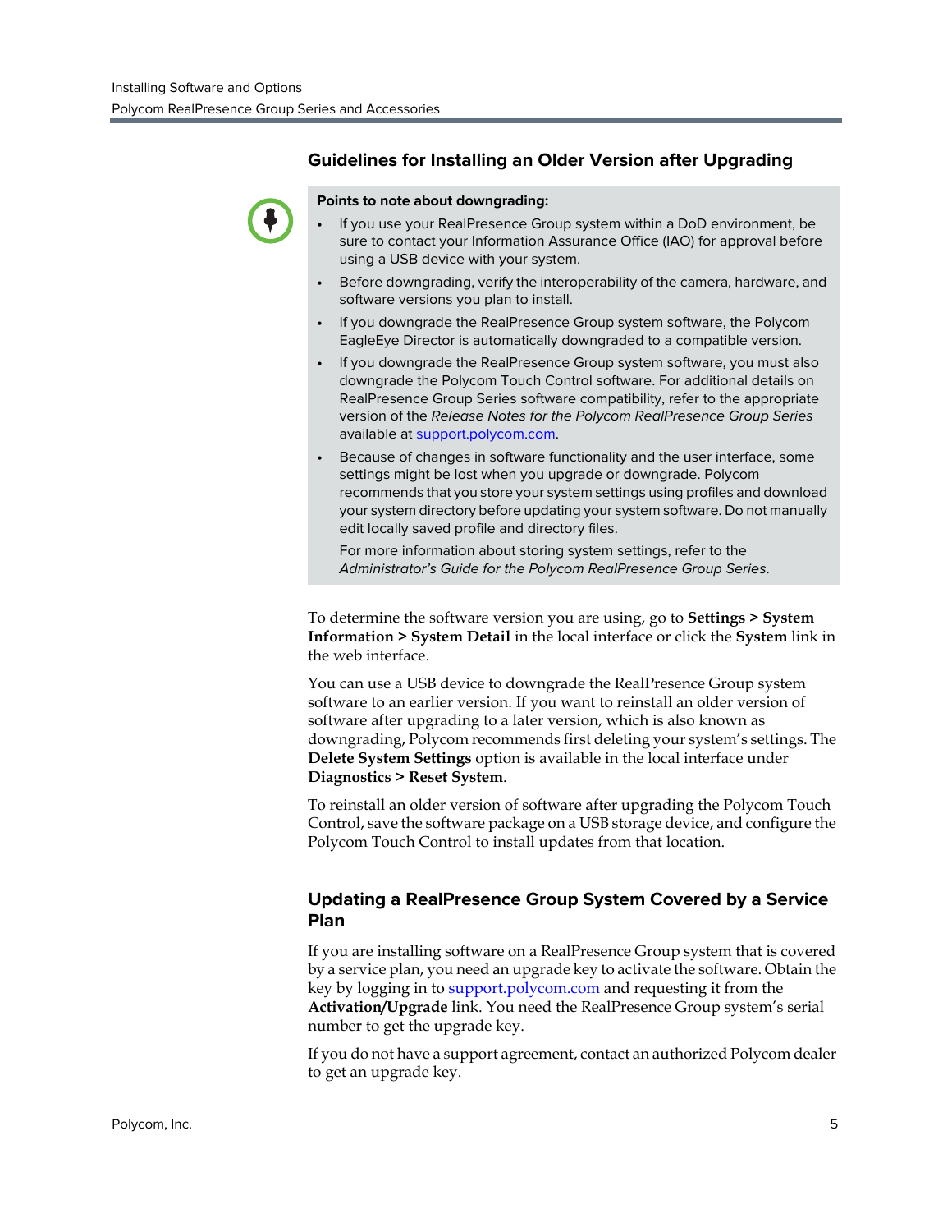## Guidelines for Installing an Older Version after Upgrading

**Points to note about downgrading:**

- If you use your RealPresence Group system within a DoD environment, be sure to contact your Information Assurance Office (IAO) for approval before using a USB device with your system.
- Before downgrading, verify the interoperability of the camera, hardware, and software versions you plan to install.
- If you downgrade the RealPresence Group system software, the Polycom EagleEye Director is automatically downgraded to a compatible version.
- If you downgrade the RealPresence Group system software, you must also downgrade the Polycom Touch Control software. For additional details on RealPresence Group Series software compatibility, refer to the appropriate version of the *Release Notes for the Polycom RealPresence Group Series* available at support.polycom.com.
- Because of changes in software functionality and the user interface, some settings might be lost when you upgrade or downgrade. Polycom recommends that you store your system settings using profiles and download your system directory before updating your system software. Do not manually edit locally saved profile and directory files.

  For more information about storing system settings, refer to the *Administrator's Guide for the Polycom RealPresence Group Series*.

To determine the software version you are using, go to **Settings > System Information > System Detail** in the local interface or click the **System** link in the web interface.

You can use a USB device to downgrade the RealPresence Group system software to an earlier version. If you want to reinstall an older version of software after upgrading to a later version, which is also known as downgrading, Polycom recommends first deleting your system's settings. The **Delete System Settings** option is available in the local interface under **Diagnostics > Reset System**.

To reinstall an older version of software after upgrading the Polycom Touch Control, save the software package on a USB storage device, and configure the Polycom Touch Control to install updates from that location.

## Updating a RealPresence Group System Covered by a Service Plan

If you are installing software on a RealPresence Group system that is covered by a service plan, you need an upgrade key to activate the software. Obtain the key by logging in to support.polycom.com and requesting it from the **Activation/Upgrade** link. You need the RealPresence Group system's serial number to get the upgrade key.

If you do not have a support agreement, contact an authorized Polycom dealer to get an upgrade key.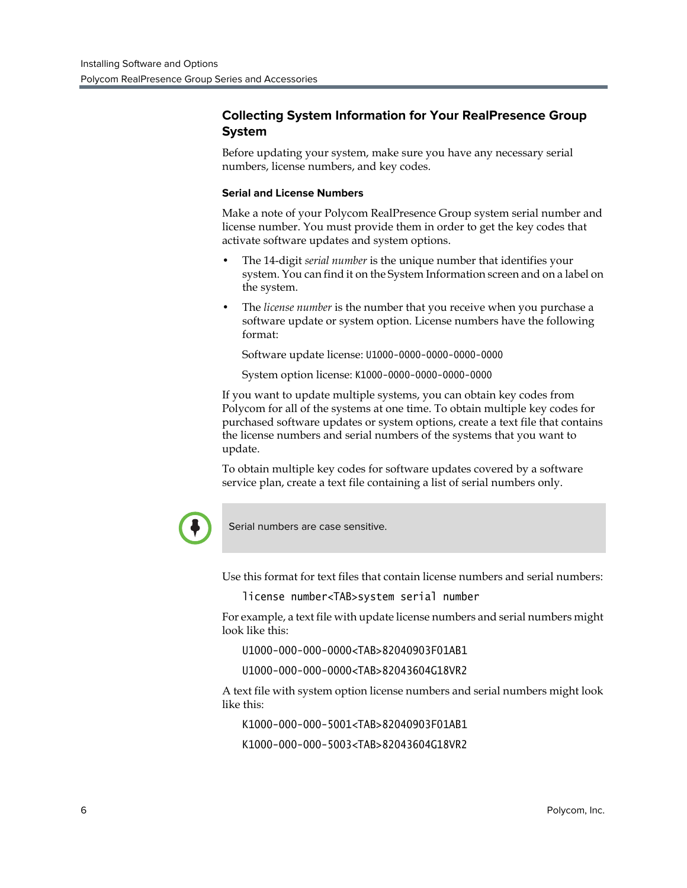## Collecting System Information for Your RealPresence Group System

Before updating your system, make sure you have any necessary serial numbers, license numbers, and key codes.

### Serial and License Numbers

Make a note of your Polycom RealPresence Group system serial number and license number. You must provide them in order to get the key codes that activate software updates and system options.

- The 14-digit *serial number* is the unique number that identifies your system. You can find it on the System Information screen and on a label on the system.
- The *license number* is the number that you receive when you purchase a software update or system option. License numbers have the following format:

  Software update license: `U1000-0000-0000-0000-0000`

  System option license: `K1000-0000-0000-0000-0000`

If you want to update multiple systems, you can obtain key codes from Polycom for all of the systems at one time. To obtain multiple key codes for purchased software updates or system options, create a text file that contains the license numbers and serial numbers of the systems that you want to update.

To obtain multiple key codes for software updates covered by a software service plan, create a text file containing a list of serial numbers only.

> Serial numbers are case sensitive.

Use this format for text files that contain license numbers and serial numbers:

```
license number<TAB>system serial number
```

For example, a text file with update license numbers and serial numbers might look like this:

```
U1000-000-000-0000<TAB>82040903F01AB1
U1000-000-000-0000<TAB>82043604G18VR2
```

A text file with system option license numbers and serial numbers might look like this:

```
K1000-000-000-5001<TAB>82040903F01AB1
K1000-000-000-5003<TAB>82043604G18VR2
```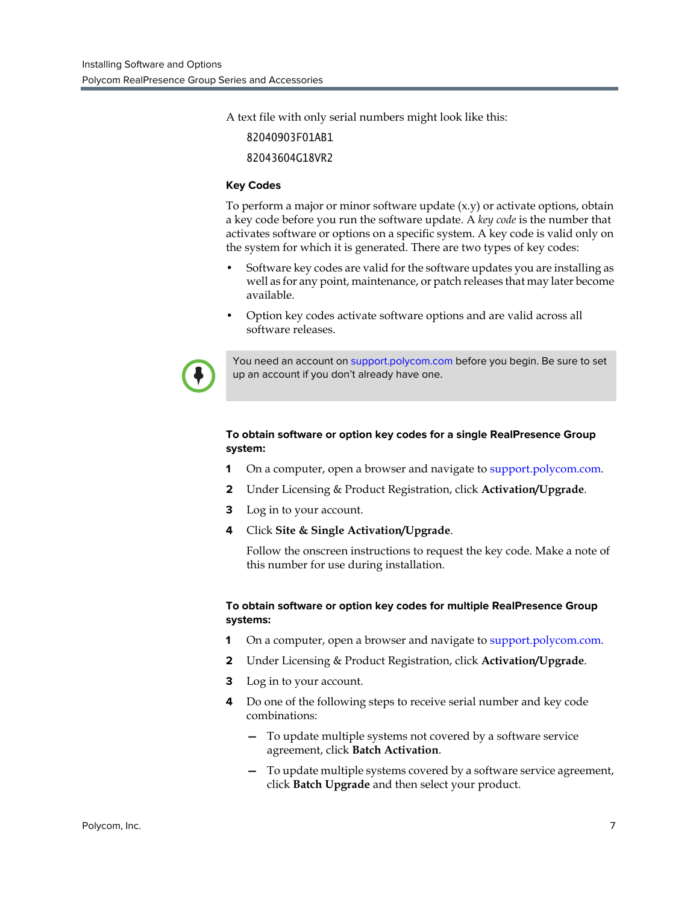A text file with only serial numbers might look like this:

```
82040903F01AB1
82043604G18VR2
```

### Key Codes

To perform a major or minor software update (x.y) or activate options, obtain a key code before you run the software update. A *key code* is the number that activates software or options on a specific system. A key code is valid only on the system for which it is generated. There are two types of key codes:

- Software key codes are valid for the software updates you are installing as well as for any point, maintenance, or patch releases that may later become available.
- Option key codes activate software options and are valid across all software releases.

> You need an account on support.polycom.com before you begin. Be sure to set up an account if you don't already have one.

**To obtain software or option key codes for a single RealPresence Group system:**

1. On a computer, open a browser and navigate to support.polycom.com.
2. Under Licensing & Product Registration, click **Activation/Upgrade**.
3. Log in to your account.
4. Click **Site & Single Activation/Upgrade**.

   Follow the onscreen instructions to request the key code. Make a note of this number for use during installation.

**To obtain software or option key codes for multiple RealPresence Group systems:**

1. On a computer, open a browser and navigate to support.polycom.com.
2. Under Licensing & Product Registration, click **Activation/Upgrade**.
3. Log in to your account.
4. Do one of the following steps to receive serial number and key code combinations:
   - To update multiple systems not covered by a software service agreement, click **Batch Activation**.
   - To update multiple systems covered by a software service agreement, click **Batch Upgrade** and then select your product.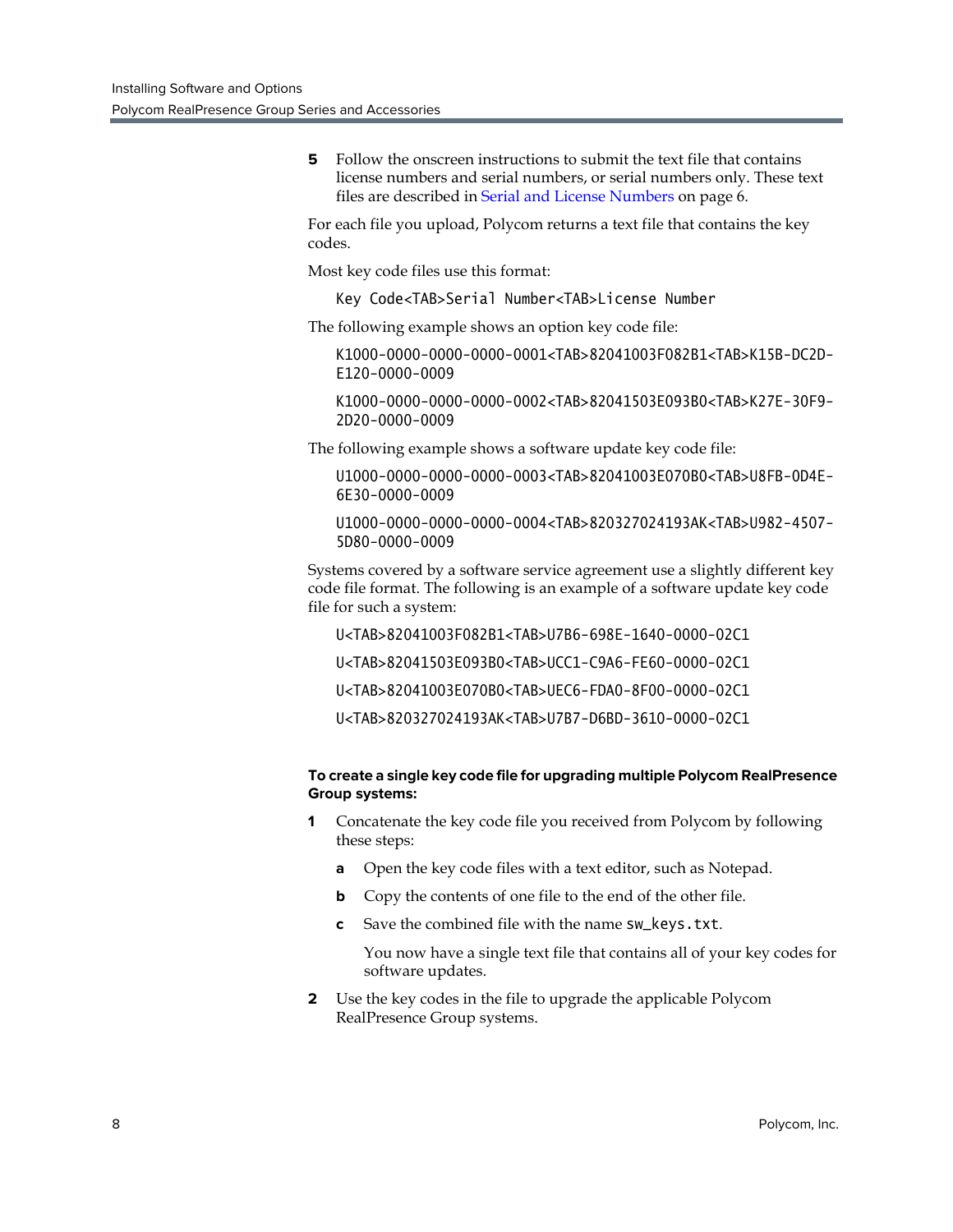5. Follow the onscreen instructions to submit the text file that contains license numbers and serial numbers, or serial numbers only. These text files are described in Serial and License Numbers on page 6.

For each file you upload, Polycom returns a text file that contains the key codes.

Most key code files use this format:

```
Key Code<TAB>Serial Number<TAB>License Number
```

The following example shows an option key code file:

```
K1000-0000-0000-0000-0001<TAB>82041003F082B1<TAB>K15B-DC2D-E120-0000-0009

K1000-0000-0000-0000-0002<TAB>82041503E093B0<TAB>K27E-30F9-2D20-0000-0009
```

The following example shows a software update key code file:

```
U1000-0000-0000-0000-0003<TAB>82041003E070B0<TAB>U8FB-0D4E-6E30-0000-0009

U1000-0000-0000-0000-0004<TAB>820327024193AK<TAB>U982-4507-5D80-0000-0009
```

Systems covered by a software service agreement use a slightly different key code file format. The following is an example of a software update key code file for such a system:

```
U<TAB>82041003F082B1<TAB>U7B6-698E-1640-0000-02C1

U<TAB>82041503E093B0<TAB>UCC1-C9A6-FE60-0000-02C1

U<TAB>82041003E070B0<TAB>UEC6-FDA0-8F00-0000-02C1

U<TAB>820327024193AK<TAB>U7B7-D6BD-3610-0000-02C1
```

**To create a single key code file for upgrading multiple Polycom RealPresence Group systems:**

1. Concatenate the key code file you received from Polycom by following these steps:
   a. Open the key code files with a text editor, such as Notepad.
   b. Copy the contents of one file to the end of the other file.
   c. Save the combined file with the name `sw_keys.txt`.

      You now have a single text file that contains all of your key codes for software updates.
2. Use the key codes in the file to upgrade the applicable Polycom RealPresence Group systems.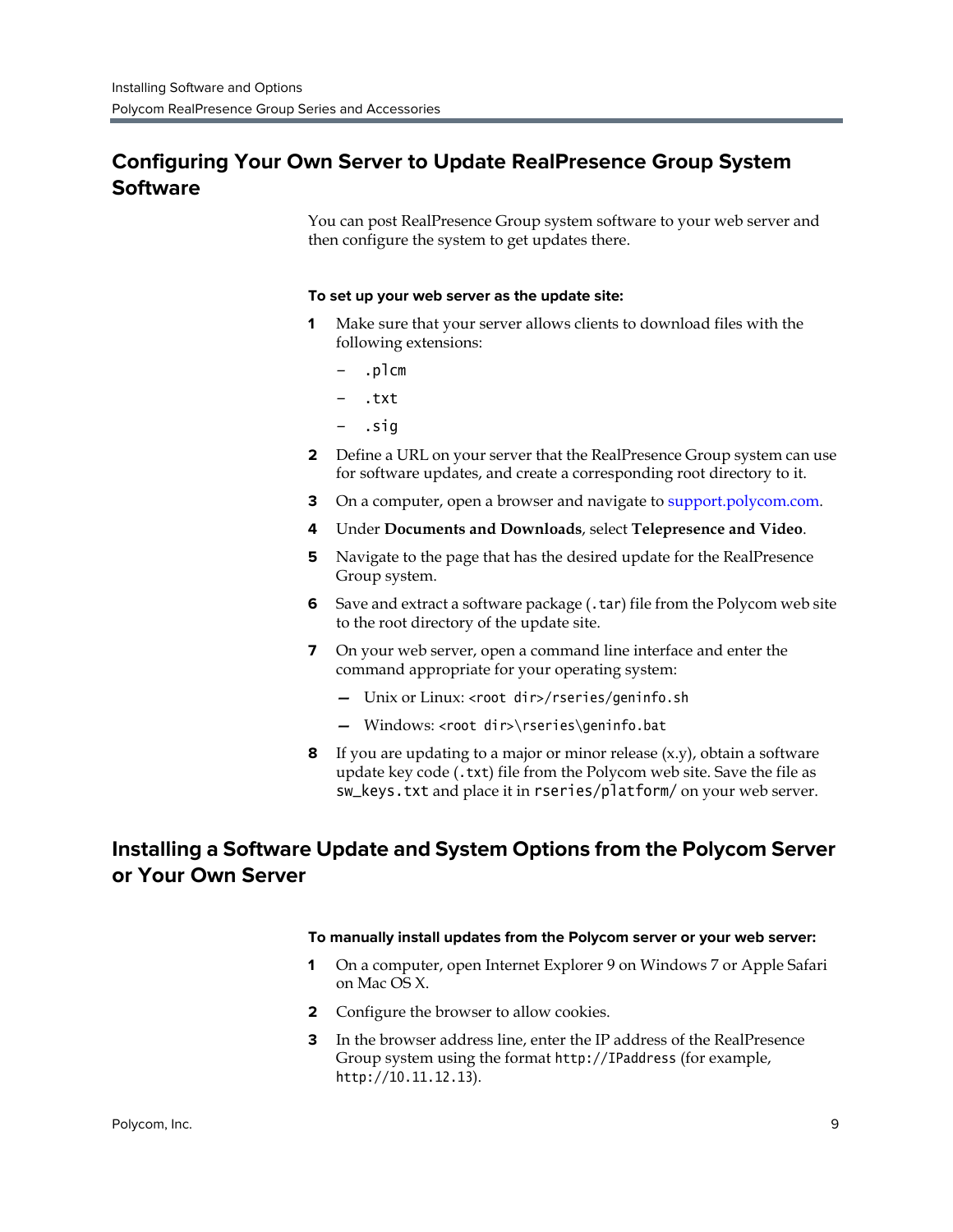## Configuring Your Own Server to Update RealPresence Group System Software

You can post RealPresence Group system software to your web server and then configure the system to get updates there.

**To set up your web server as the update site:**

1. Make sure that your server allows clients to download files with the following extensions:
   - `.plcm`
   - `.txt`
   - `.sig`
2. Define a URL on your server that the RealPresence Group system can use for software updates, and create a corresponding root directory to it.
3. On a computer, open a browser and navigate to support.polycom.com.
4. Under **Documents and Downloads**, select **Telepresence and Video**.
5. Navigate to the page that has the desired update for the RealPresence Group system.
6. Save and extract a software package (`.tar`) file from the Polycom web site to the root directory of the update site.
7. On your web server, open a command line interface and enter the command appropriate for your operating system:
   - Unix or Linux: `<root dir>/rseries/geninfo.sh`
   - Windows: `<root dir>\rseries\geninfo.bat`
8. If you are updating to a major or minor release (x.y), obtain a software update key code (`.txt`) file from the Polycom web site. Save the file as `sw_keys.txt` and place it in `rseries/platform/` on your web server.

## Installing a Software Update and System Options from the Polycom Server or Your Own Server

**To manually install updates from the Polycom server or your web server:**

1. On a computer, open Internet Explorer 9 on Windows 7 or Apple Safari on Mac OS X.
2. Configure the browser to allow cookies.
3. In the browser address line, enter the IP address of the RealPresence Group system using the format `http://IPaddress` (for example, `http://10.11.12.13`).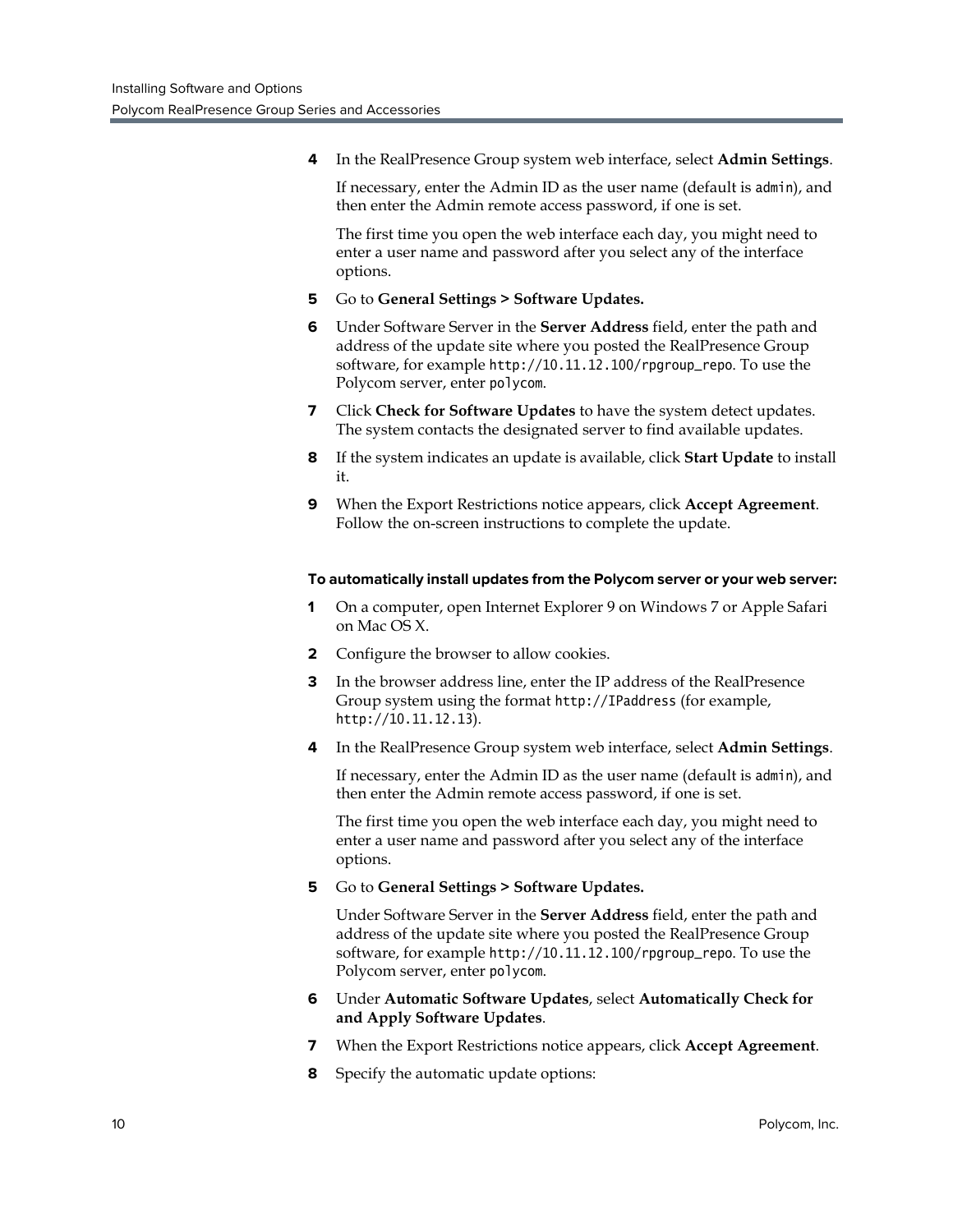4. In the RealPresence Group system web interface, select **Admin Settings**.

   If necessary, enter the Admin ID as the user name (default is `admin`), and then enter the Admin remote access password, if one is set.

   The first time you open the web interface each day, you might need to enter a user name and password after you select any of the interface options.

5. Go to **General Settings > Software Updates.**
6. Under Software Server in the **Server Address** field, enter the path and address of the update site where you posted the RealPresence Group software, for example `http://10.11.12.100/rpgroup_repo`. To use the Polycom server, enter `polycom`.
7. Click **Check for Software Updates** to have the system detect updates. The system contacts the designated server to find available updates.
8. If the system indicates an update is available, click **Start Update** to install it.
9. When the Export Restrictions notice appears, click **Accept Agreement**. Follow the on-screen instructions to complete the update.

**To automatically install updates from the Polycom server or your web server:**

1. On a computer, open Internet Explorer 9 on Windows 7 or Apple Safari on Mac OS X.
2. Configure the browser to allow cookies.
3. In the browser address line, enter the IP address of the RealPresence Group system using the format `http://IPaddress` (for example, `http://10.11.12.13`).
4. In the RealPresence Group system web interface, select **Admin Settings**.

   If necessary, enter the Admin ID as the user name (default is `admin`), and then enter the Admin remote access password, if one is set.

   The first time you open the web interface each day, you might need to enter a user name and password after you select any of the interface options.

5. Go to **General Settings > Software Updates.**

   Under Software Server in the **Server Address** field, enter the path and address of the update site where you posted the RealPresence Group software, for example `http://10.11.12.100/rpgroup_repo`. To use the Polycom server, enter `polycom`.

6. Under **Automatic Software Updates**, select **Automatically Check for and Apply Software Updates**.
7. When the Export Restrictions notice appears, click **Accept Agreement**.
8. Specify the automatic update options: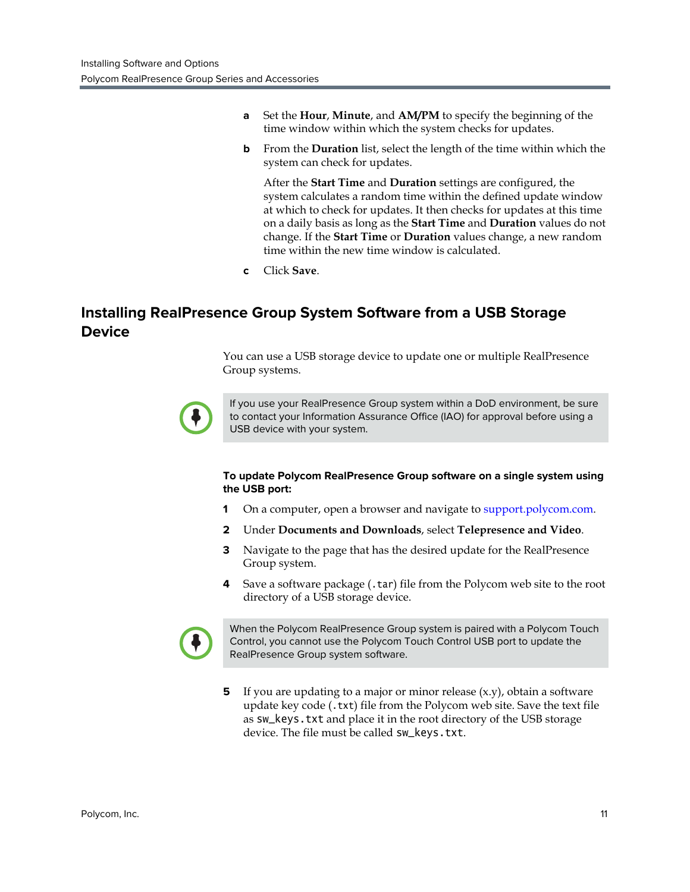a. Set the **Hour**, **Minute**, and **AM/PM** to specify the beginning of the time window within which the system checks for updates.

b. From the **Duration** list, select the length of the time within which the system can check for updates.

   After the **Start Time** and **Duration** settings are configured, the system calculates a random time within the defined update window at which to check for updates. It then checks for updates at this time on a daily basis as long as the **Start Time** and **Duration** values do not change. If the **Start Time** or **Duration** values change, a new random time within the new time window is calculated.

c. Click **Save**.

## Installing RealPresence Group System Software from a USB Storage Device

You can use a USB storage device to update one or multiple RealPresence Group systems.

> If you use your RealPresence Group system within a DoD environment, be sure to contact your Information Assurance Office (IAO) for approval before using a USB device with your system.

**To update Polycom RealPresence Group software on a single system using the USB port:**

1. On a computer, open a browser and navigate to support.polycom.com.
2. Under **Documents and Downloads**, select **Telepresence and Video**.
3. Navigate to the page that has the desired update for the RealPresence Group system.
4. Save a software package (`.tar`) file from the Polycom web site to the root directory of a USB storage device.

> When the Polycom RealPresence Group system is paired with a Polycom Touch Control, you cannot use the Polycom Touch Control USB port to update the RealPresence Group system software.

5. If you are updating to a major or minor release (x.y), obtain a software update key code (`.txt`) file from the Polycom web site. Save the text file as `sw_keys.txt` and place it in the root directory of the USB storage device. The file must be called `sw_keys.txt`.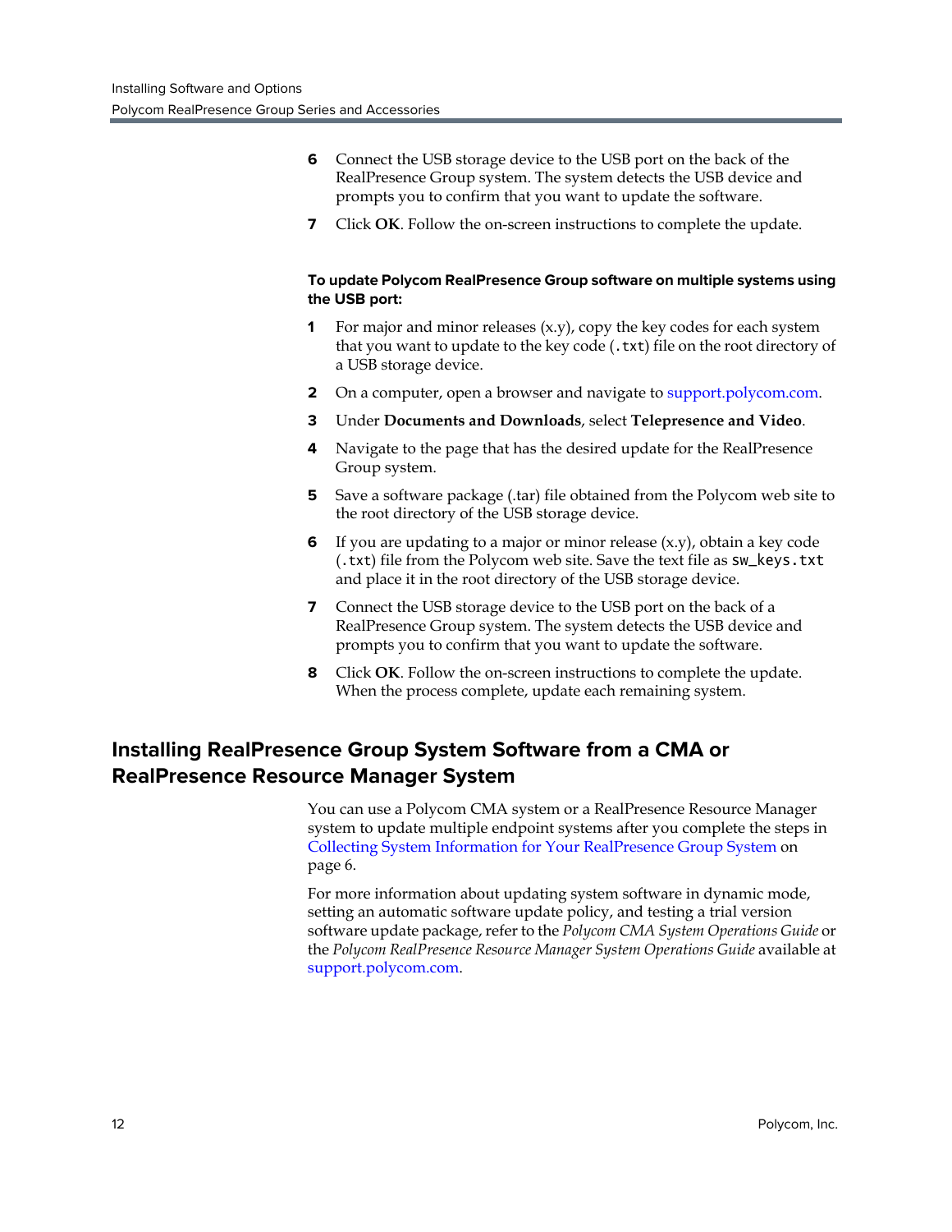6. Connect the USB storage device to the USB port on the back of the RealPresence Group system. The system detects the USB device and prompts you to confirm that you want to update the software.
7. Click **OK**. Follow the on-screen instructions to complete the update.

**To update Polycom RealPresence Group software on multiple systems using the USB port:**

1. For major and minor releases (x.y), copy the key codes for each system that you want to update to the key code (`.txt`) file on the root directory of a USB storage device.
2. On a computer, open a browser and navigate to support.polycom.com.
3. Under **Documents and Downloads**, select **Telepresence and Video**.
4. Navigate to the page that has the desired update for the RealPresence Group system.
5. Save a software package (.tar) file obtained from the Polycom web site to the root directory of the USB storage device.
6. If you are updating to a major or minor release (x.y), obtain a key code (`.txt`) file from the Polycom web site. Save the text file as `sw_keys.txt` and place it in the root directory of the USB storage device.
7. Connect the USB storage device to the USB port on the back of a RealPresence Group system. The system detects the USB device and prompts you to confirm that you want to update the software.
8. Click **OK**. Follow the on-screen instructions to complete the update. When the process complete, update each remaining system.

## Installing RealPresence Group System Software from a CMA or RealPresence Resource Manager System

You can use a Polycom CMA system or a RealPresence Resource Manager system to update multiple endpoint systems after you complete the steps in Collecting System Information for Your RealPresence Group System on page 6.

For more information about updating system software in dynamic mode, setting an automatic software update policy, and testing a trial version software update package, refer to the *Polycom CMA System Operations Guide* or the *Polycom RealPresence Resource Manager System Operations Guide* available at support.polycom.com.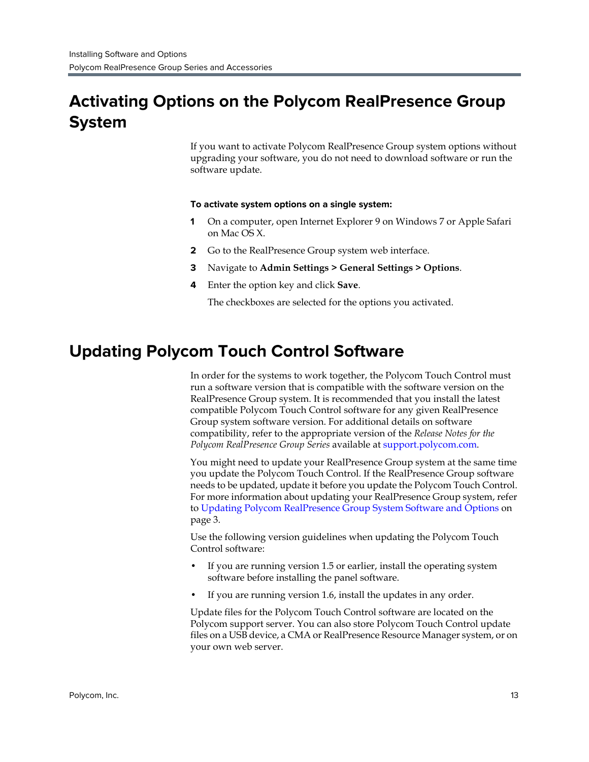# Activating Options on the Polycom RealPresence Group System

If you want to activate Polycom RealPresence Group system options without upgrading your software, you do not need to download software or run the software update.

**To activate system options on a single system:**

1. On a computer, open Internet Explorer 9 on Windows 7 or Apple Safari on Mac OS X.
2. Go to the RealPresence Group system web interface.
3. Navigate to **Admin Settings > General Settings > Options**.
4. Enter the option key and click **Save**.

   The checkboxes are selected for the options you activated.

# Updating Polycom Touch Control Software

In order for the systems to work together, the Polycom Touch Control must run a software version that is compatible with the software version on the RealPresence Group system. It is recommended that you install the latest compatible Polycom Touch Control software for any given RealPresence Group system software version. For additional details on software compatibility, refer to the appropriate version of the *Release Notes for the Polycom RealPresence Group Series* available at support.polycom.com.

You might need to update your RealPresence Group system at the same time you update the Polycom Touch Control. If the RealPresence Group software needs to be updated, update it before you update the Polycom Touch Control. For more information about updating your RealPresence Group system, refer to Updating Polycom RealPresence Group System Software and Options on page 3.

Use the following version guidelines when updating the Polycom Touch Control software:

- If you are running version 1.5 or earlier, install the operating system software before installing the panel software.
- If you are running version 1.6, install the updates in any order.

Update files for the Polycom Touch Control software are located on the Polycom support server. You can also store Polycom Touch Control update files on a USB device, a CMA or RealPresence Resource Manager system, or on your own web server.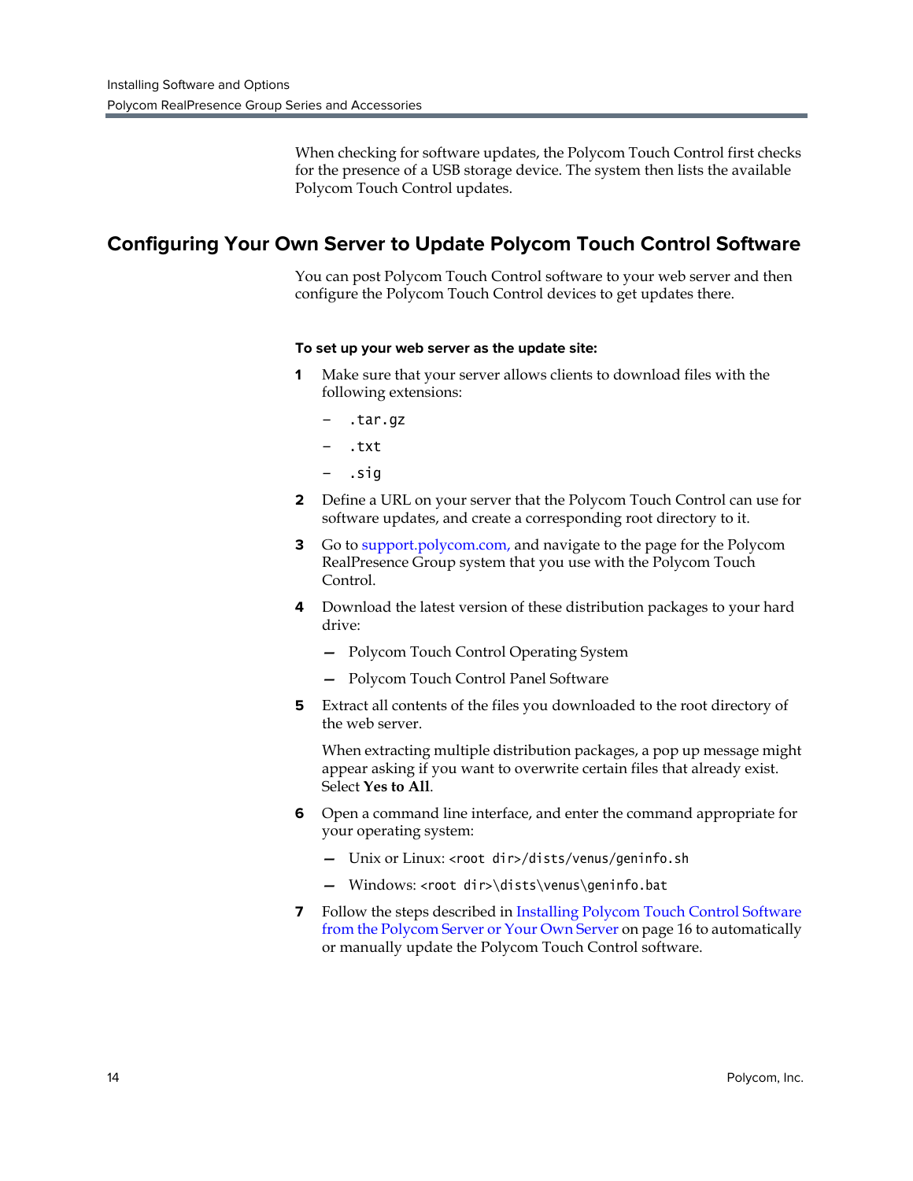When checking for software updates, the Polycom Touch Control first checks for the presence of a USB storage device. The system then lists the available Polycom Touch Control updates.

## Configuring Your Own Server to Update Polycom Touch Control Software

You can post Polycom Touch Control software to your web server and then configure the Polycom Touch Control devices to get updates there.

**To set up your web server as the update site:**

1. Make sure that your server allows clients to download files with the following extensions:
   - `.tar.gz`
   - `.txt`
   - `.sig`
2. Define a URL on your server that the Polycom Touch Control can use for software updates, and create a corresponding root directory to it.
3. Go to support.polycom.com, and navigate to the page for the Polycom RealPresence Group system that you use with the Polycom Touch Control.
4. Download the latest version of these distribution packages to your hard drive:
   - Polycom Touch Control Operating System
   - Polycom Touch Control Panel Software
5. Extract all contents of the files you downloaded to the root directory of the web server.

   When extracting multiple distribution packages, a pop up message might appear asking if you want to overwrite certain files that already exist. Select **Yes to All**.
6. Open a command line interface, and enter the command appropriate for your operating system:
   - Unix or Linux: `<root dir>/dists/venus/geninfo.sh`
   - Windows: `<root dir>\dists\venus\geninfo.bat`
7. Follow the steps described in Installing Polycom Touch Control Software from the Polycom Server or Your Own Server on page 16 to automatically or manually update the Polycom Touch Control software.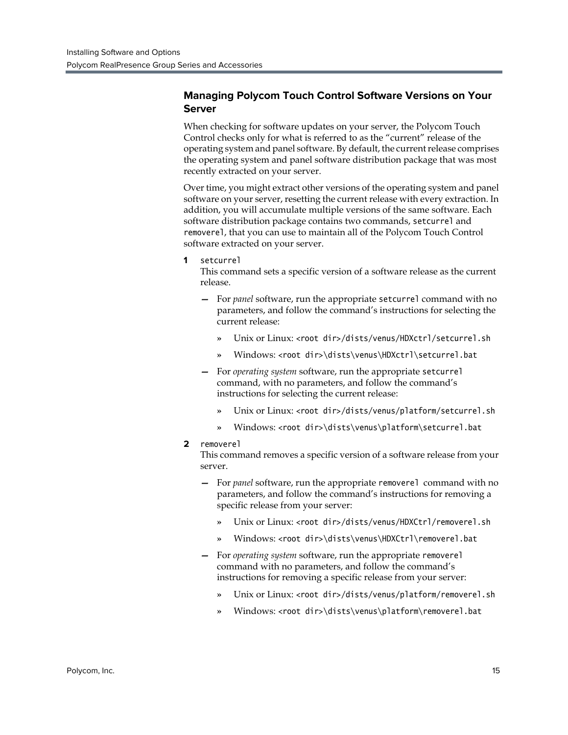## Managing Polycom Touch Control Software Versions on Your Server

When checking for software updates on your server, the Polycom Touch Control checks only for what is referred to as the "current" release of the operating system and panel software. By default, the current release comprises the operating system and panel software distribution package that was most recently extracted on your server.

Over time, you might extract other versions of the operating system and panel software on your server, resetting the current release with every extraction. In addition, you will accumulate multiple versions of the same software. Each software distribution package contains two commands, `setcurrel` and `removerel`, that you can use to maintain all of the Polycom Touch Control software extracted on your server.

1. `setcurrel`
   This command sets a specific version of a software release as the current release.
   - For *panel* software, run the appropriate `setcurrel` command with no parameters, and follow the command's instructions for selecting the current release:
     - Unix or Linux: `<root dir>/dists/venus/HDXctrl/setcurrel.sh`
     - Windows: `<root dir>\dists\venus\HDXctrl\setcurrel.bat`
   - For *operating system* software, run the appropriate `setcurrel` command, with no parameters, and follow the command's instructions for selecting the current release:
     - Unix or Linux: `<root dir>/dists/venus/platform/setcurrel.sh`
     - Windows: `<root dir>\dists\venus\platform\setcurrel.bat`
2. `removerel`
   This command removes a specific version of a software release from your server.
   - For *panel* software, run the appropriate `removerel` command with no parameters, and follow the command's instructions for removing a specific release from your server:
     - Unix or Linux: `<root dir>/dists/venus/HDXCtrl/removerel.sh`
     - Windows: `<root dir>\dists\venus\HDXCtrl\removerel.bat`
   - For *operating system* software, run the appropriate `removerel` command with no parameters, and follow the command's instructions for removing a specific release from your server:
     - Unix or Linux: `<root dir>/dists/venus/platform/removerel.sh`
     - Windows: `<root dir>\dists\venus\platform\removerel.bat`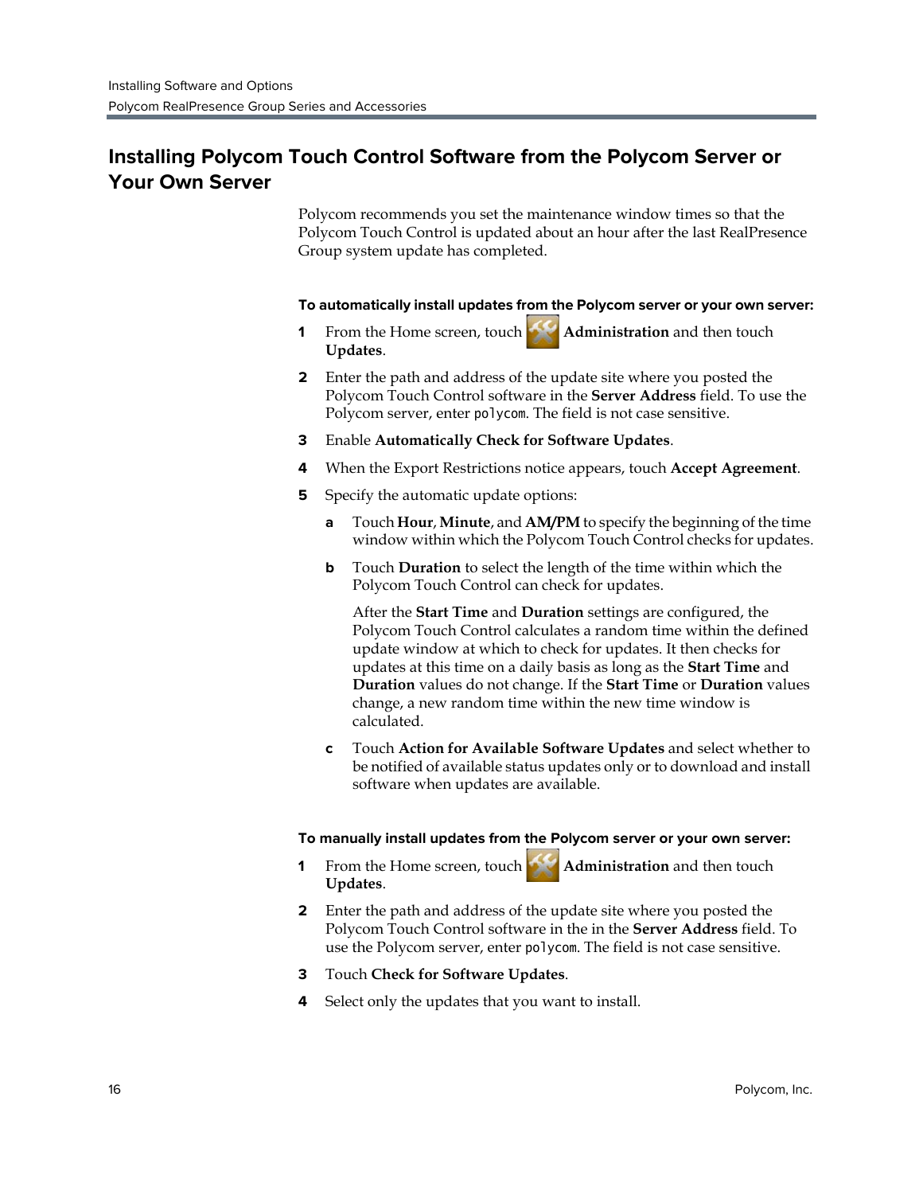## Installing Polycom Touch Control Software from the Polycom Server or Your Own Server

Polycom recommends you set the maintenance window times so that the Polycom Touch Control is updated about an hour after the last RealPresence Group system update has completed.

**To automatically install updates from the Polycom server or your own server:**

1. From the Home screen, touch **Administration** and then touch **Updates**.
2. Enter the path and address of the update site where you posted the Polycom Touch Control software in the **Server Address** field. To use the Polycom server, enter `polycom`. The field is not case sensitive.
3. Enable **Automatically Check for Software Updates**.
4. When the Export Restrictions notice appears, touch **Accept Agreement**.
5. Specify the automatic update options:
   - a Touch **Hour**, **Minute**, and **AM/PM** to specify the beginning of the time window within which the Polycom Touch Control checks for updates.
   - b Touch **Duration** to select the length of the time within which the Polycom Touch Control can check for updates.

     After the **Start Time** and **Duration** settings are configured, the Polycom Touch Control calculates a random time within the defined update window at which to check for updates. It then checks for updates at this time on a daily basis as long as the **Start Time** and **Duration** values do not change. If the **Start Time** or **Duration** values change, a new random time within the new time window is calculated.
   - c Touch **Action for Available Software Updates** and select whether to be notified of available status updates only or to download and install software when updates are available.

**To manually install updates from the Polycom server or your own server:**

1. From the Home screen, touch **Administration** and then touch **Updates**.
2. Enter the path and address of the update site where you posted the Polycom Touch Control software in the in the **Server Address** field. To use the Polycom server, enter `polycom`. The field is not case sensitive.
3. Touch **Check for Software Updates**.
4. Select only the updates that you want to install.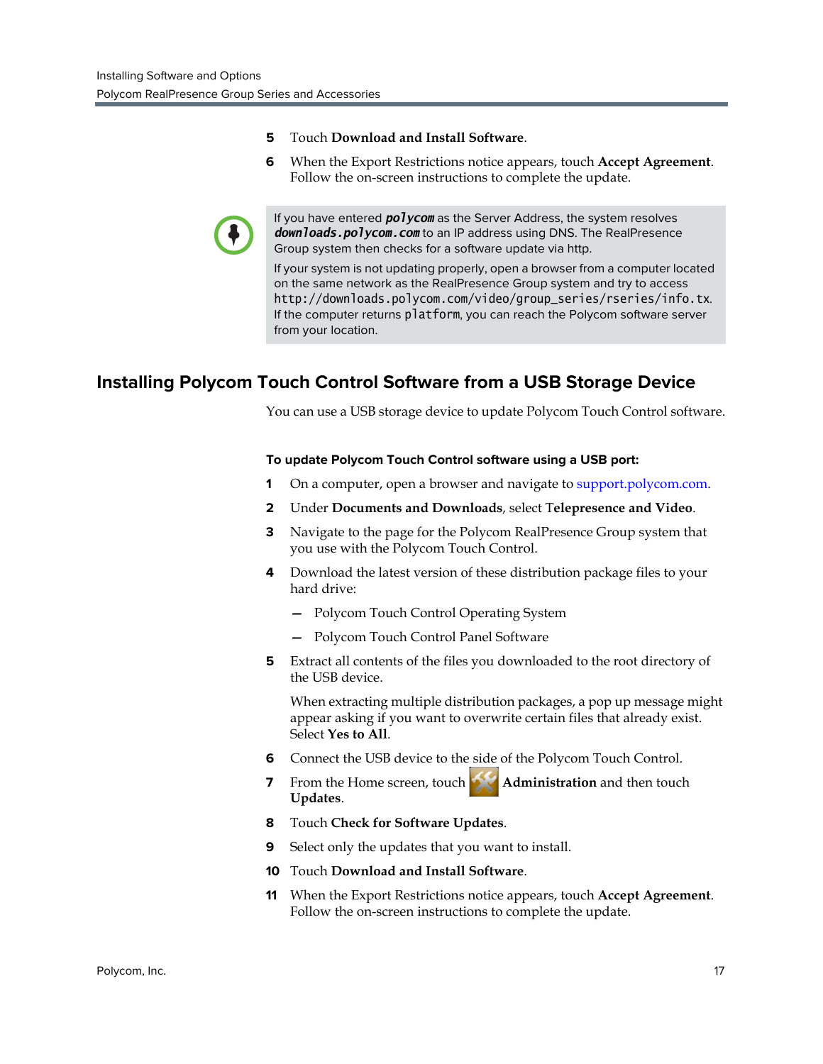5. Touch **Download and Install Software**.
6. When the Export Restrictions notice appears, touch **Accept Agreement**. Follow the on-screen instructions to complete the update.

> If you have entered ***polycom*** as the Server Address, the system resolves ***downloads.polycom.com*** to an IP address using DNS. The RealPresence Group system then checks for a software update via http.
>
> If your system is not updating properly, open a browser from a computer located on the same network as the RealPresence Group system and try to access `http://downloads.polycom.com/video/group_series/rseries/info.tx`. If the computer returns `platform`, you can reach the Polycom software server from your location.

## Installing Polycom Touch Control Software from a USB Storage Device

You can use a USB storage device to update Polycom Touch Control software.

**To update Polycom Touch Control software using a USB port:**

1. On a computer, open a browser and navigate to support.polycom.com.
2. Under **Documents and Downloads**, select T**elepresence and Video**.
3. Navigate to the page for the Polycom RealPresence Group system that you use with the Polycom Touch Control.
4. Download the latest version of these distribution package files to your hard drive:
   - Polycom Touch Control Operating System
   - Polycom Touch Control Panel Software
5. Extract all contents of the files you downloaded to the root directory of the USB device.

   When extracting multiple distribution packages, a pop up message might appear asking if you want to overwrite certain files that already exist. Select **Yes to All**.
6. Connect the USB device to the side of the Polycom Touch Control.
7. From the Home screen, touch **Administration** and then touch **Updates**.
8. Touch **Check for Software Updates**.
9. Select only the updates that you want to install.
10. Touch **Download and Install Software**.
11. When the Export Restrictions notice appears, touch **Accept Agreement**. Follow the on-screen instructions to complete the update.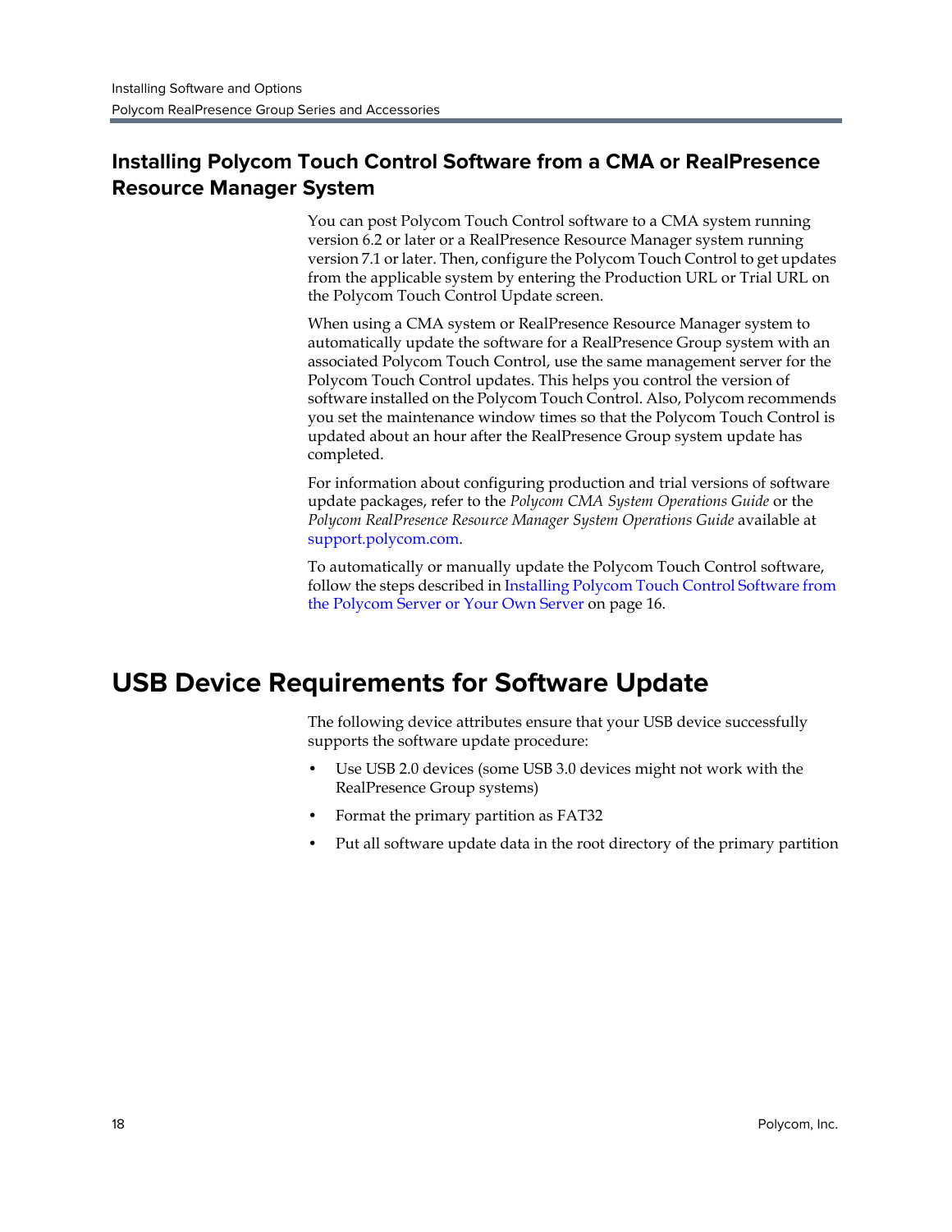## Installing Polycom Touch Control Software from a CMA or RealPresence Resource Manager System

You can post Polycom Touch Control software to a CMA system running version 6.2 or later or a RealPresence Resource Manager system running version 7.1 or later. Then, configure the Polycom Touch Control to get updates from the applicable system by entering the Production URL or Trial URL on the Polycom Touch Control Update screen.

When using a CMA system or RealPresence Resource Manager system to automatically update the software for a RealPresence Group system with an associated Polycom Touch Control, use the same management server for the Polycom Touch Control updates. This helps you control the version of software installed on the Polycom Touch Control. Also, Polycom recommends you set the maintenance window times so that the Polycom Touch Control is updated about an hour after the RealPresence Group system update has completed.

For information about configuring production and trial versions of software update packages, refer to the *Polycom CMA System Operations Guide* or the *Polycom RealPresence Resource Manager System Operations Guide* available at support.polycom.com.

To automatically or manually update the Polycom Touch Control software, follow the steps described in Installing Polycom Touch Control Software from the Polycom Server or Your Own Server on page 16.

# USB Device Requirements for Software Update

The following device attributes ensure that your USB device successfully supports the software update procedure:

- Use USB 2.0 devices (some USB 3.0 devices might not work with the RealPresence Group systems)
- Format the primary partition as FAT32
- Put all software update data in the root directory of the primary partition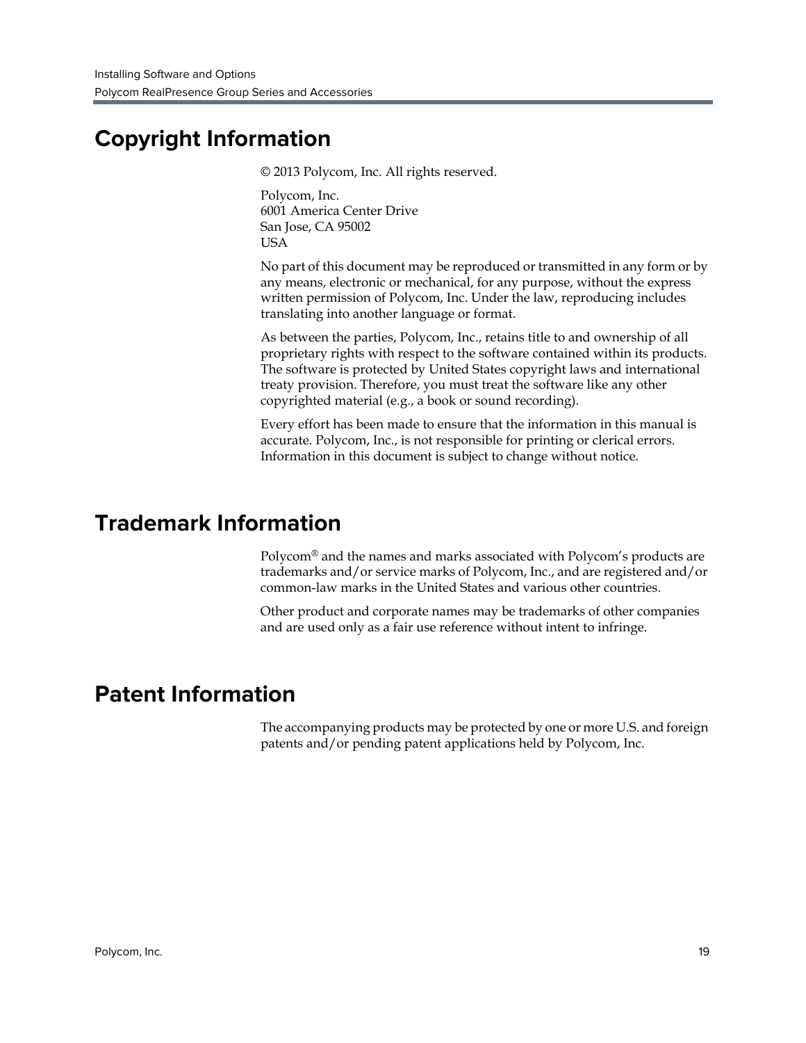## Copyright Information

© 2013 Polycom, Inc. All rights reserved.

Polycom, Inc.
6001 America Center Drive
San Jose, CA 95002
USA

No part of this document may be reproduced or transmitted in any form or by any means, electronic or mechanical, for any purpose, without the express written permission of Polycom, Inc. Under the law, reproducing includes translating into another language or format.

As between the parties, Polycom, Inc., retains title to and ownership of all proprietary rights with respect to the software contained within its products. The software is protected by United States copyright laws and international treaty provision. Therefore, you must treat the software like any other copyrighted material (e.g., a book or sound recording).

Every effort has been made to ensure that the information in this manual is accurate. Polycom, Inc., is not responsible for printing or clerical errors. Information in this document is subject to change without notice.

## Trademark Information

Polycom® and the names and marks associated with Polycom's products are trademarks and/or service marks of Polycom, Inc., and are registered and/or common-law marks in the United States and various other countries.

Other product and corporate names may be trademarks of other companies and are used only as a fair use reference without intent to infringe.

## Patent Information

The accompanying products may be protected by one or more U.S. and foreign patents and/or pending patent applications held by Polycom, Inc.